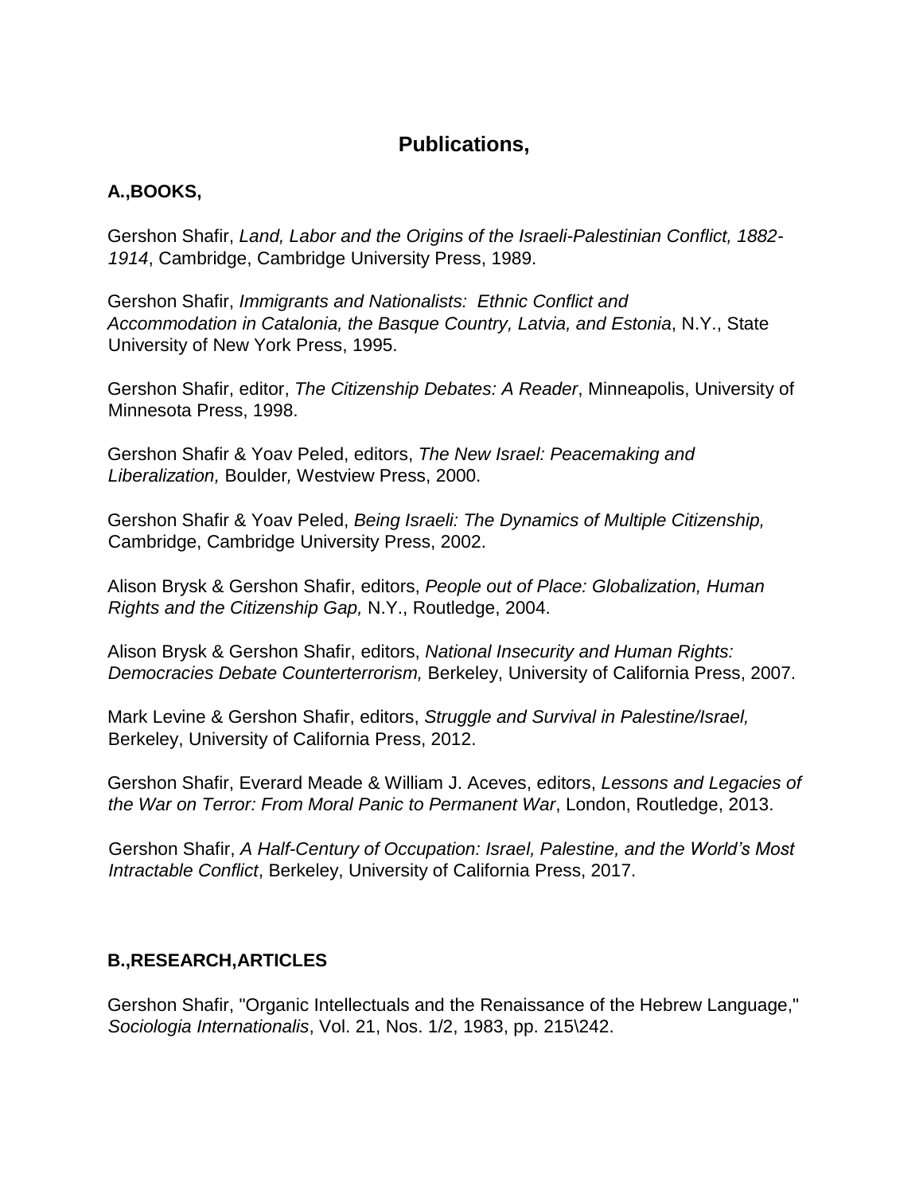# Publications,

## A.,BOOKS,

Gershon Shafir, *Land, Labor and the Origins of the Israeli-Palestinian Conflict, 1882-1914*, Cambridge, Cambridge University Press, 1989.

Gershon Shafir, *Immigrants and Nationalists: Ethnic Conflict and Accommodation in Catalonia, the Basque Country, Latvia, and Estonia*, N.Y., State University of New York Press, 1995.

Gershon Shafir, editor, *The Citizenship Debates: A Reader*, Minneapolis, University of Minnesota Press, 1998.

Gershon Shafir & Yoav Peled, editors, *The New Israel: Peacemaking and Liberalization,* Boulder*,* Westview Press, 2000.

Gershon Shafir & Yoav Peled, *Being Israeli: The Dynamics of Multiple Citizenship,* Cambridge, Cambridge University Press, 2002.

Alison Brysk & Gershon Shafir, editors, *People out of Place: Globalization, Human Rights and the Citizenship Gap,* N.Y., Routledge, 2004.

Alison Brysk & Gershon Shafir, editors, *National Insecurity and Human Rights: Democracies Debate Counterterrorism,* Berkeley, University of California Press, 2007.

Mark Levine & Gershon Shafir, editors, *Struggle and Survival in Palestine/Israel,* Berkeley, University of California Press, 2012.

Gershon Shafir, Everard Meade & William J. Aceves, editors, *Lessons and Legacies of the War on Terror: From Moral Panic to Permanent War*, London, Routledge, 2013.

Gershon Shafir, *A Half-Century of Occupation: Israel, Palestine, and the World's Most Intractable Conflict*, Berkeley, University of California Press, 2017.

## B.,RESEARCH,ARTICLES

Gershon Shafir, "Organic Intellectuals and the Renaissance of the Hebrew Language," *Sociologia Internationalis*, Vol. 21, Nos. 1/2, 1983, pp. 215\242.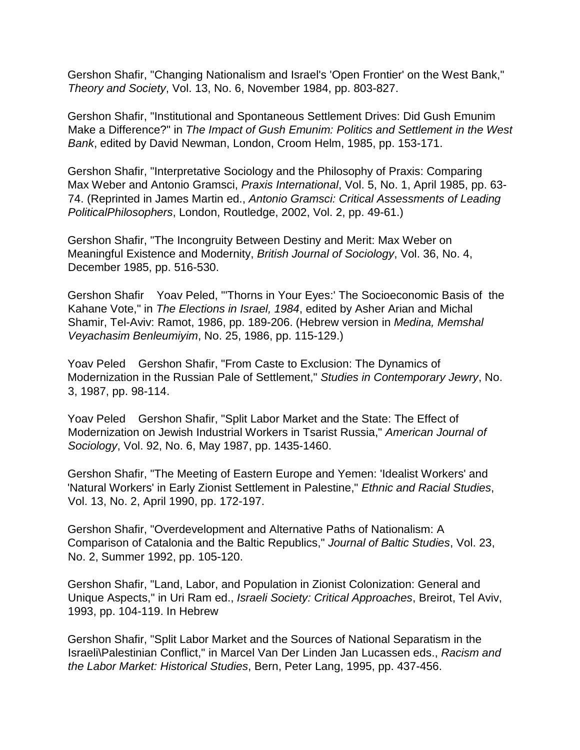Gershon Shafir, "Changing Nationalism and Israel's 'Open Frontier' on the West Bank," *Theory and Society*, Vol. 13, No. 6, November 1984, pp. 803-827.

Gershon Shafir, "Institutional and Spontaneous Settlement Drives: Did Gush Emunim Make a Difference?" in *The Impact of Gush Emunim: Politics and Settlement in the West Bank*, edited by David Newman, London, Croom Helm, 1985, pp. 153-171.

Gershon Shafir, "Interpretative Sociology and the Philosophy of Praxis: Comparing Max Weber and Antonio Gramsci, *Praxis International*, Vol. 5, No. 1, April 1985, pp. 63-74. (Reprinted in James Martin ed., *Antonio Gramsci: Critical Assessments of Leading PoliticalPhilosophers*, London, Routledge, 2002, Vol. 2, pp. 49-61.)

Gershon Shafir, "The Incongruity Between Destiny and Merit: Max Weber on Meaningful Existence and Modernity, *British Journal of Sociology*, Vol. 36, No. 4, December 1985, pp. 516-530.

Gershon Shafir Yoav Peled, "'Thorns in Your Eyes:' The Socioeconomic Basis of the Kahane Vote," in *The Elections in Israel, 1984*, edited by Asher Arian and Michal Shamir, Tel-Aviv: Ramot, 1986, pp. 189-206. (Hebrew version in *Medina, Memshal Veyachasim Benleumiyim*, No. 25, 1986, pp. 115-129.)

Yoav Peled Gershon Shafir, "From Caste to Exclusion: The Dynamics of Modernization in the Russian Pale of Settlement," *Studies in Contemporary Jewry*, No. 3, 1987, pp. 98-114.

Yoav Peled Gershon Shafir, "Split Labor Market and the State: The Effect of Modernization on Jewish Industrial Workers in Tsarist Russia," *American Journal of Sociology*, Vol. 92, No. 6, May 1987, pp. 1435-1460.

Gershon Shafir, "The Meeting of Eastern Europe and Yemen: 'Idealist Workers' and 'Natural Workers' in Early Zionist Settlement in Palestine," *Ethnic and Racial Studies*, Vol. 13, No. 2, April 1990, pp. 172-197.

Gershon Shafir, "Overdevelopment and Alternative Paths of Nationalism: A Comparison of Catalonia and the Baltic Republics," *Journal of Baltic Studies*, Vol. 23, No. 2, Summer 1992, pp. 105-120.

Gershon Shafir, "Land, Labor, and Population in Zionist Colonization: General and Unique Aspects," in Uri Ram ed., *Israeli Society: Critical Approaches*, Breirot, Tel Aviv, 1993, pp. 104-119. In Hebrew

Gershon Shafir, "Split Labor Market and the Sources of National Separatism in the Israeli\Palestinian Conflict," in Marcel Van Der Linden Jan Lucassen eds., *Racism and the Labor Market: Historical Studies*, Bern, Peter Lang, 1995, pp. 437-456.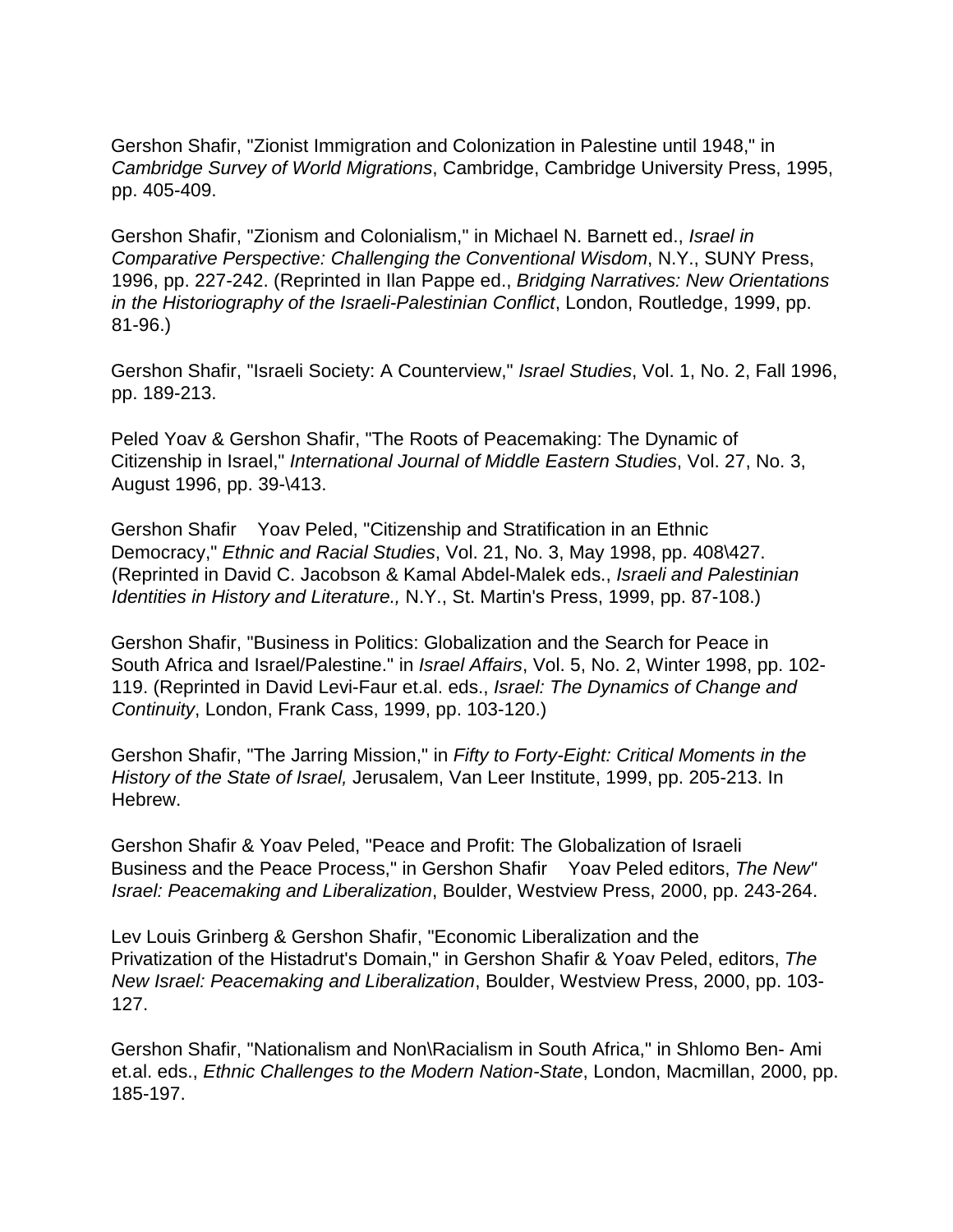Gershon Shafir, "Zionist Immigration and Colonization in Palestine until 1948," in *Cambridge Survey of World Migrations*, Cambridge, Cambridge University Press, 1995, pp. 405-409.

Gershon Shafir, "Zionism and Colonialism," in Michael N. Barnett ed., *Israel in Comparative Perspective: Challenging the Conventional Wisdom*, N.Y., SUNY Press, 1996, pp. 227-242. (Reprinted in Ilan Pappe ed., *Bridging Narratives: New Orientations in the Historiography of the Israeli-Palestinian Conflict*, London, Routledge, 1999, pp. 81-96.)

Gershon Shafir, "Israeli Society: A Counterview," *Israel Studies*, Vol. 1, No. 2, Fall 1996, pp. 189-213.

Peled Yoav & Gershon Shafir, "The Roots of Peacemaking: The Dynamic of Citizenship in Israel," *International Journal of Middle Eastern Studies*, Vol. 27, No. 3, August 1996, pp. 39-\413.

Gershon Shafir  Yoav Peled, "Citizenship and Stratification in an Ethnic Democracy," *Ethnic and Racial Studies*, Vol. 21, No. 3, May 1998, pp. 408\427. (Reprinted in David C. Jacobson & Kamal Abdel-Malek eds., *Israeli and Palestinian Identities in History and Literature.,* N.Y., St. Martin's Press, 1999, pp. 87-108.)

Gershon Shafir, "Business in Politics: Globalization and the Search for Peace in South Africa and Israel/Palestine." in *Israel Affairs*, Vol. 5, No. 2, Winter 1998, pp. 102-119. (Reprinted in David Levi-Faur et.al. eds., *Israel: The Dynamics of Change and Continuity*, London, Frank Cass, 1999, pp. 103-120.)

Gershon Shafir, "The Jarring Mission," in *Fifty to Forty-Eight: Critical Moments in the History of the State of Israel,* Jerusalem, Van Leer Institute, 1999, pp. 205-213. In Hebrew.

Gershon Shafir & Yoav Peled, "Peace and Profit: The Globalization of Israeli Business and the Peace Process," in Gershon Shafir  Yoav Peled editors, *The New" Israel: Peacemaking and Liberalization*, Boulder, Westview Press, 2000, pp. 243-264.

Lev Louis Grinberg & Gershon Shafir, "Economic Liberalization and the Privatization of the Histadrut's Domain," in Gershon Shafir & Yoav Peled, editors, *The New Israel: Peacemaking and Liberalization*, Boulder, Westview Press, 2000, pp. 103-127.

Gershon Shafir, "Nationalism and Non\Racialism in South Africa," in Shlomo Ben- Ami et.al. eds., *Ethnic Challenges to the Modern Nation-State*, London, Macmillan, 2000, pp. 185-197.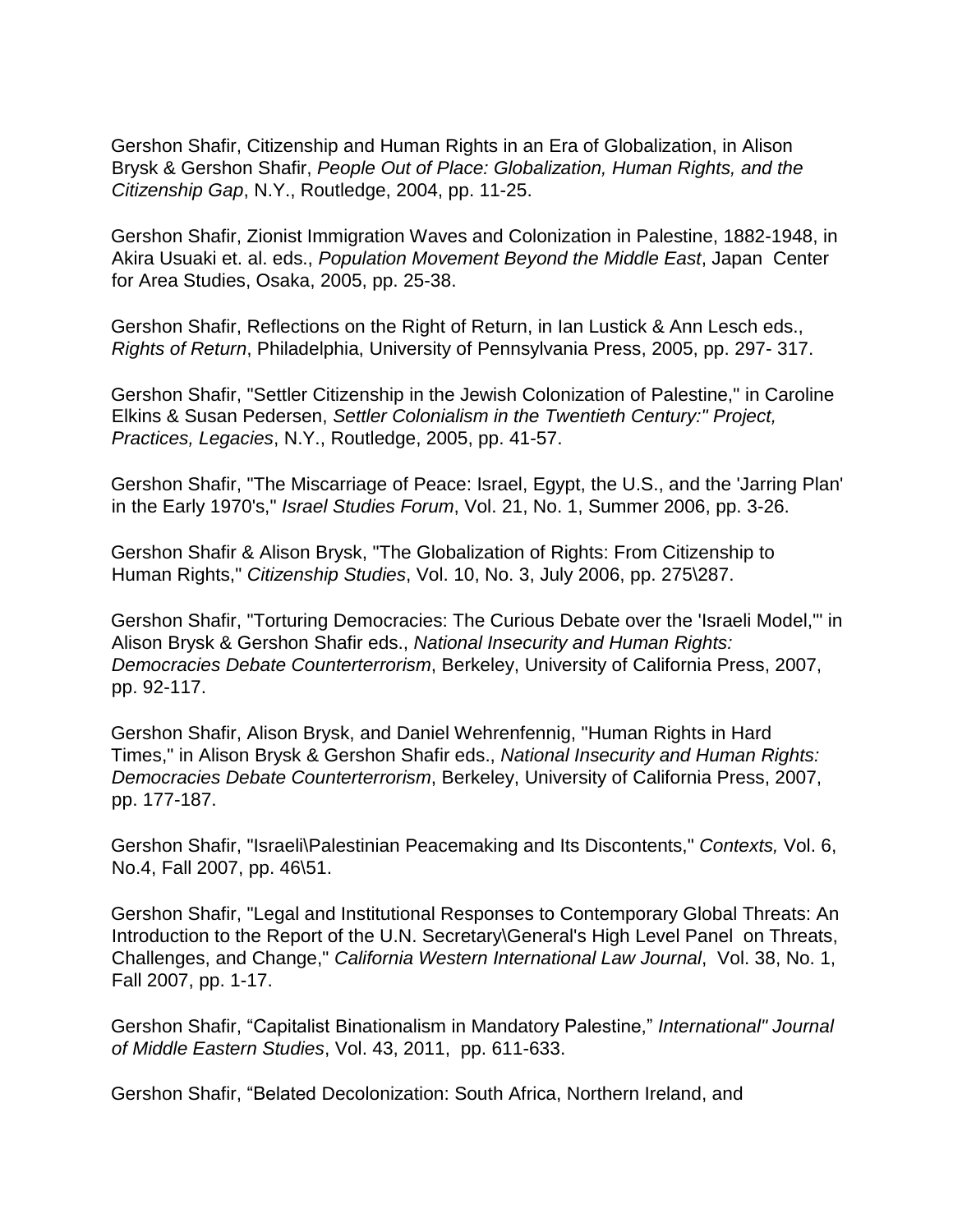Gershon Shafir, Citizenship and Human Rights in an Era of Globalization, in Alison Brysk & Gershon Shafir, *People Out of Place: Globalization, Human Rights, and the Citizenship Gap*, N.Y., Routledge, 2004, pp. 11-25.

Gershon Shafir, Zionist Immigration Waves and Colonization in Palestine, 1882-1948, in Akira Usuaki et. al. eds., *Population Movement Beyond the Middle East*, Japan Center for Area Studies, Osaka, 2005, pp. 25-38.

Gershon Shafir, Reflections on the Right of Return, in Ian Lustick & Ann Lesch eds., *Rights of Return*, Philadelphia, University of Pennsylvania Press, 2005, pp. 297- 317.

Gershon Shafir, "Settler Citizenship in the Jewish Colonization of Palestine," in Caroline Elkins & Susan Pedersen, *Settler Colonialism in the Twentieth Century:" Project, Practices, Legacies*, N.Y., Routledge, 2005, pp. 41-57.

Gershon Shafir, "The Miscarriage of Peace: Israel, Egypt, the U.S., and the 'Jarring Plan' in the Early 1970's," *Israel Studies Forum*, Vol. 21, No. 1, Summer 2006, pp. 3-26.

Gershon Shafir & Alison Brysk, "The Globalization of Rights: From Citizenship to Human Rights," *Citizenship Studies*, Vol. 10, No. 3, July 2006, pp. 275\287.

Gershon Shafir, "Torturing Democracies: The Curious Debate over the 'Israeli Model,'" in Alison Brysk & Gershon Shafir eds., *National Insecurity and Human Rights: Democracies Debate Counterterrorism*, Berkeley, University of California Press, 2007, pp. 92-117.

Gershon Shafir, Alison Brysk, and Daniel Wehrenfennig, "Human Rights in Hard Times," in Alison Brysk & Gershon Shafir eds., *National Insecurity and Human Rights: Democracies Debate Counterterrorism*, Berkeley, University of California Press, 2007, pp. 177-187.

Gershon Shafir, "Israeli\Palestinian Peacemaking and Its Discontents," *Contexts,* Vol. 6, No.4, Fall 2007, pp. 46\51.

Gershon Shafir, "Legal and Institutional Responses to Contemporary Global Threats: An Introduction to the Report of the U.N. Secretary\General's High Level Panel on Threats, Challenges, and Change," *California Western International Law Journal*, Vol. 38, No. 1, Fall 2007, pp. 1-17.

Gershon Shafir, "Capitalist Binationalism in Mandatory Palestine," *International" Journal of Middle Eastern Studies*, Vol. 43, 2011, pp. 611-633.

Gershon Shafir, "Belated Decolonization: South Africa, Northern Ireland, and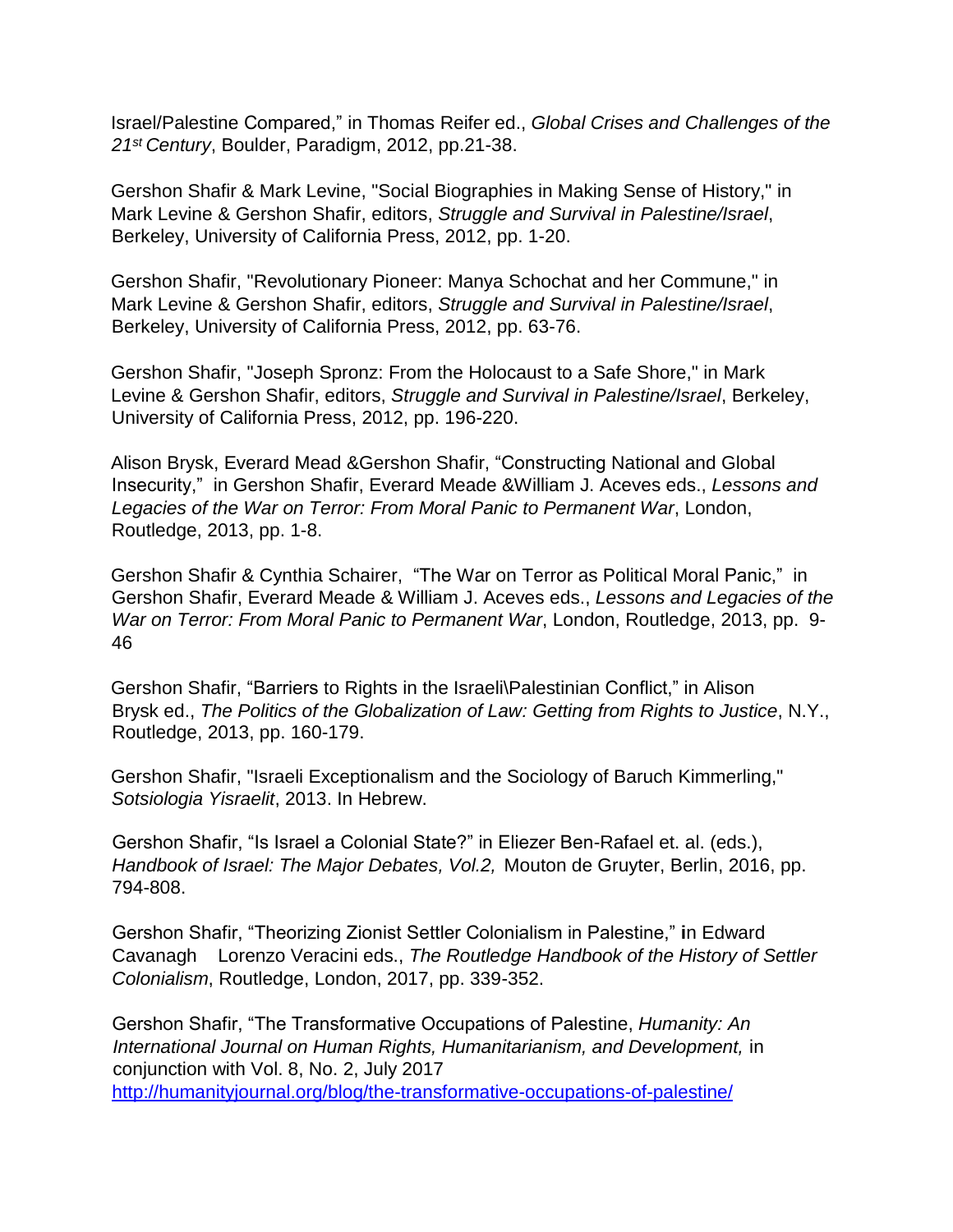Israel/Palestine Compared," in Thomas Reifer ed., *Global Crises and Challenges of the 21st Century*, Boulder, Paradigm, 2012, pp.21-38.

Gershon Shafir & Mark Levine, "Social Biographies in Making Sense of History," in Mark Levine & Gershon Shafir, editors, *Struggle and Survival in Palestine/Israel*, Berkeley, University of California Press, 2012, pp. 1-20.

Gershon Shafir, "Revolutionary Pioneer: Manya Schochat and her Commune," in Mark Levine & Gershon Shafir, editors, *Struggle and Survival in Palestine/Israel*, Berkeley, University of California Press, 2012, pp. 63-76.

Gershon Shafir, "Joseph Spronz: From the Holocaust to a Safe Shore," in Mark Levine & Gershon Shafir, editors, *Struggle and Survival in Palestine/Israel*, Berkeley, University of California Press, 2012, pp. 196-220.

Alison Brysk, Everard Mead &Gershon Shafir, "Constructing National and Global Insecurity," in Gershon Shafir, Everard Meade &William J. Aceves eds., *Lessons and Legacies of the War on Terror: From Moral Panic to Permanent War*, London, Routledge, 2013, pp. 1-8.

Gershon Shafir & Cynthia Schairer, "The War on Terror as Political Moral Panic," in Gershon Shafir, Everard Meade & William J. Aceves eds., *Lessons and Legacies of the War on Terror: From Moral Panic to Permanent War*, London, Routledge, 2013, pp. 9-46

Gershon Shafir, "Barriers to Rights in the Israeli\Palestinian Conflict," in Alison Brysk ed., *The Politics of the Globalization of Law: Getting from Rights to Justice*, N.Y., Routledge, 2013, pp. 160-179.

Gershon Shafir, "Israeli Exceptionalism and the Sociology of Baruch Kimmerling," *Sotsiologia Yisraelit*, 2013. In Hebrew.

Gershon Shafir, "Is Israel a Colonial State?" in Eliezer Ben-Rafael et. al. (eds.), *Handbook of Israel: The Major Debates, Vol.2,* Mouton de Gruyter, Berlin, 2016, pp. 794-808.

Gershon Shafir, "Theorizing Zionist Settler Colonialism in Palestine," in Edward Cavanagh Lorenzo Veracini eds., *The Routledge Handbook of the History of Settler Colonialism*, Routledge, London, 2017, pp. 339-352.

Gershon Shafir, "The Transformative Occupations of Palestine, *Humanity: An International Journal on Human Rights, Humanitarianism, and Development,* in conjunction with Vol. 8, No. 2, July 2017 http://humanityjournal.org/blog/the-transformative-occupations-of-palestine/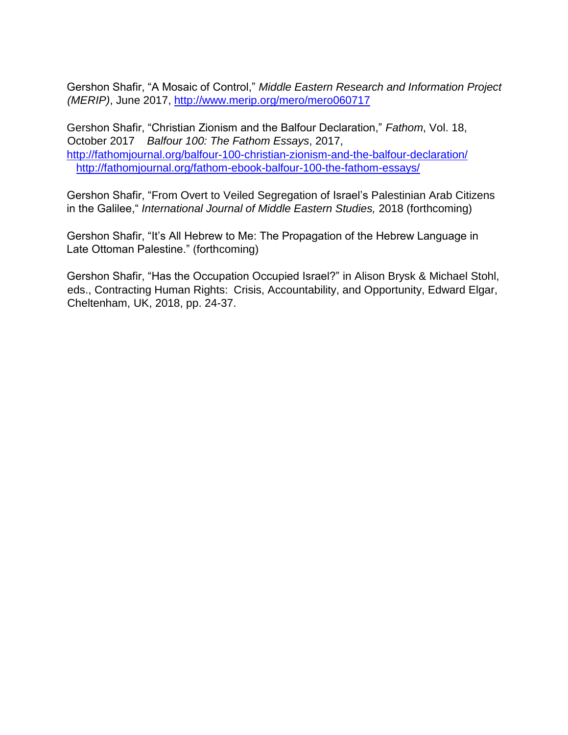Gershon Shafir, "A Mosaic of Control," *Middle Eastern Research and Information Project (MERIP)*, June 2017, http://www.merip.org/mero/mero060717

Gershon Shafir, "Christian Zionism and the Balfour Declaration," *Fathom*, Vol. 18, October 2017 *Balfour 100: The Fathom Essays*, 2017, http://fathomjournal.org/balfour-100-christian-zionism-and-the-balfour-declaration/ http://fathomjournal.org/fathom-ebook-balfour-100-the-fathom-essays/

Gershon Shafir, "From Overt to Veiled Segregation of Israel's Palestinian Arab Citizens in the Galilee," *International Journal of Middle Eastern Studies,* 2018 (forthcoming)

Gershon Shafir, "It's All Hebrew to Me: The Propagation of the Hebrew Language in Late Ottoman Palestine." (forthcoming)

Gershon Shafir, "Has the Occupation Occupied Israel?" in Alison Brysk & Michael Stohl, eds., Contracting Human Rights: Crisis, Accountability, and Opportunity, Edward Elgar, Cheltenham, UK, 2018, pp. 24-37.